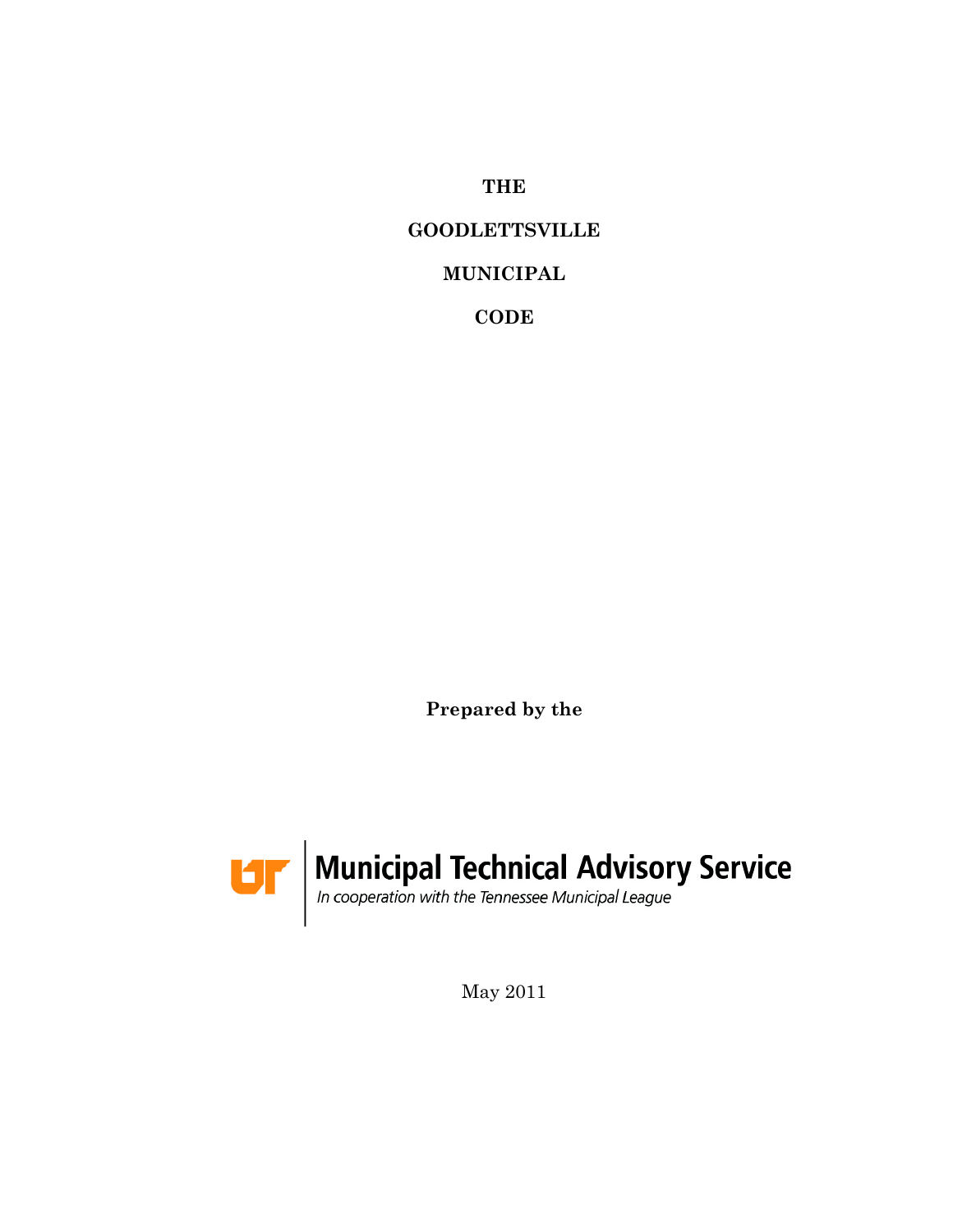# THE

# GOODLETTSVILLE

# MUNICIPAL

# CODE

**Prepared by the**

Municipal Technical Advisory Service

*In cooperation with the Tennessee Municipal League*

May 2011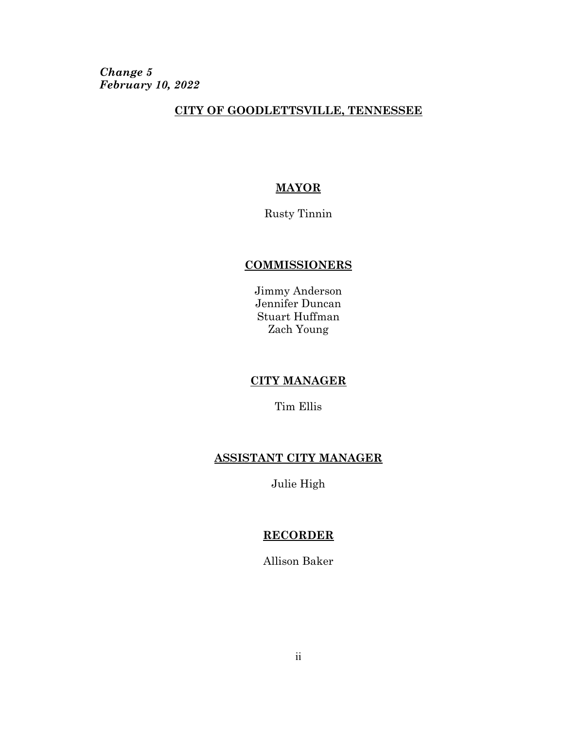***Change 5***
***February 10, 2022***

# CITY OF GOODLETTSVILLE, TENNESSEE

## MAYOR

Rusty Tinnin

## COMMISSIONERS

Jimmy Anderson
Jennifer Duncan
Stuart Huffman
Zach Young

## CITY MANAGER

Tim Ellis

## ASSISTANT CITY MANAGER

Julie High

## RECORDER

Allison Baker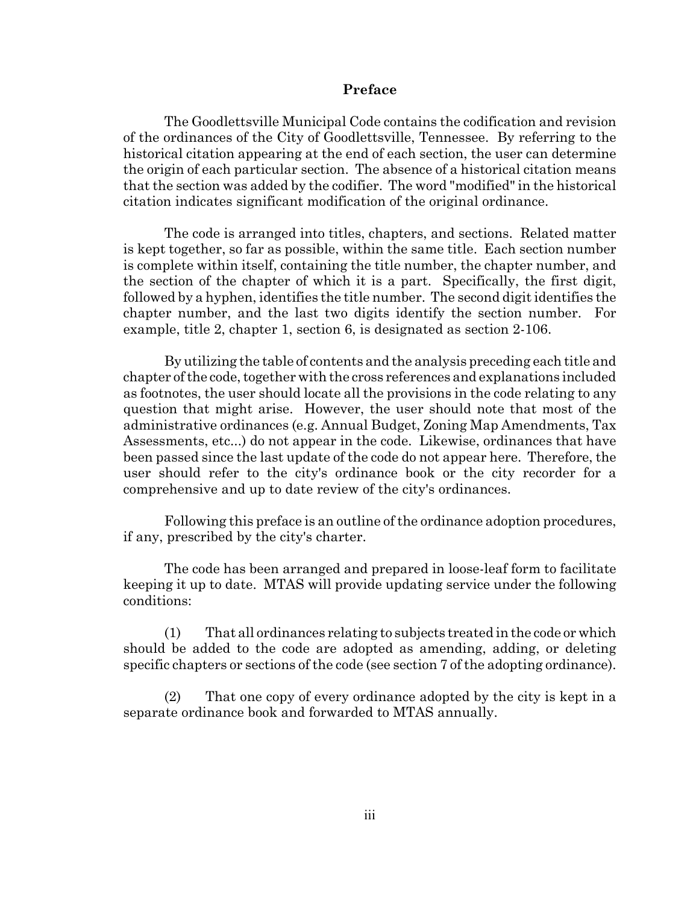# Preface

The Goodlettsville Municipal Code contains the codification and revision of the ordinances of the City of Goodlettsville, Tennessee. By referring to the historical citation appearing at the end of each section, the user can determine the origin of each particular section. The absence of a historical citation means that the section was added by the codifier. The word "modified" in the historical citation indicates significant modification of the original ordinance.

The code is arranged into titles, chapters, and sections. Related matter is kept together, so far as possible, within the same title. Each section number is complete within itself, containing the title number, the chapter number, and the section of the chapter of which it is a part. Specifically, the first digit, followed by a hyphen, identifies the title number. The second digit identifies the chapter number, and the last two digits identify the section number. For example, title 2, chapter 1, section 6, is designated as section 2-106.

By utilizing the table of contents and the analysis preceding each title and chapter of the code, together with the cross references and explanations included as footnotes, the user should locate all the provisions in the code relating to any question that might arise. However, the user should note that most of the administrative ordinances (e.g. Annual Budget, Zoning Map Amendments, Tax Assessments, etc...) do not appear in the code. Likewise, ordinances that have been passed since the last update of the code do not appear here. Therefore, the user should refer to the city's ordinance book or the city recorder for a comprehensive and up to date review of the city's ordinances.

Following this preface is an outline of the ordinance adoption procedures, if any, prescribed by the city's charter.

The code has been arranged and prepared in loose-leaf form to facilitate keeping it up to date. MTAS will provide updating service under the following conditions:

(1) That all ordinances relating to subjects treated in the code or which should be added to the code are adopted as amending, adding, or deleting specific chapters or sections of the code (see section 7 of the adopting ordinance).

(2) That one copy of every ordinance adopted by the city is kept in a separate ordinance book and forwarded to MTAS annually.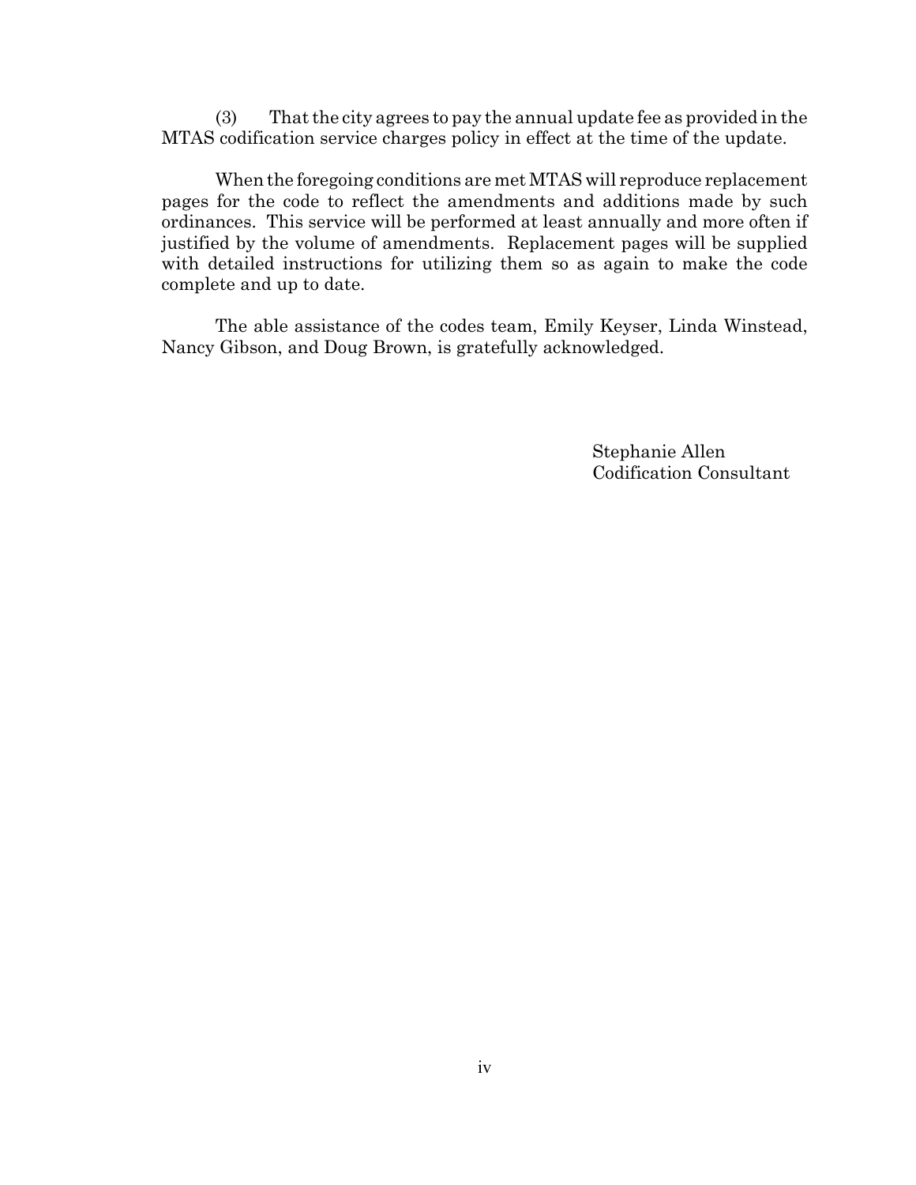(3) That the city agrees to pay the annual update fee as provided in the MTAS codification service charges policy in effect at the time of the update.

When the foregoing conditions are met MTAS will reproduce replacement pages for the code to reflect the amendments and additions made by such ordinances. This service will be performed at least annually and more often if justified by the volume of amendments. Replacement pages will be supplied with detailed instructions for utilizing them so as again to make the code complete and up to date.

The able assistance of the codes team, Emily Keyser, Linda Winstead, Nancy Gibson, and Doug Brown, is gratefully acknowledged.

Stephanie Allen
Codification Consultant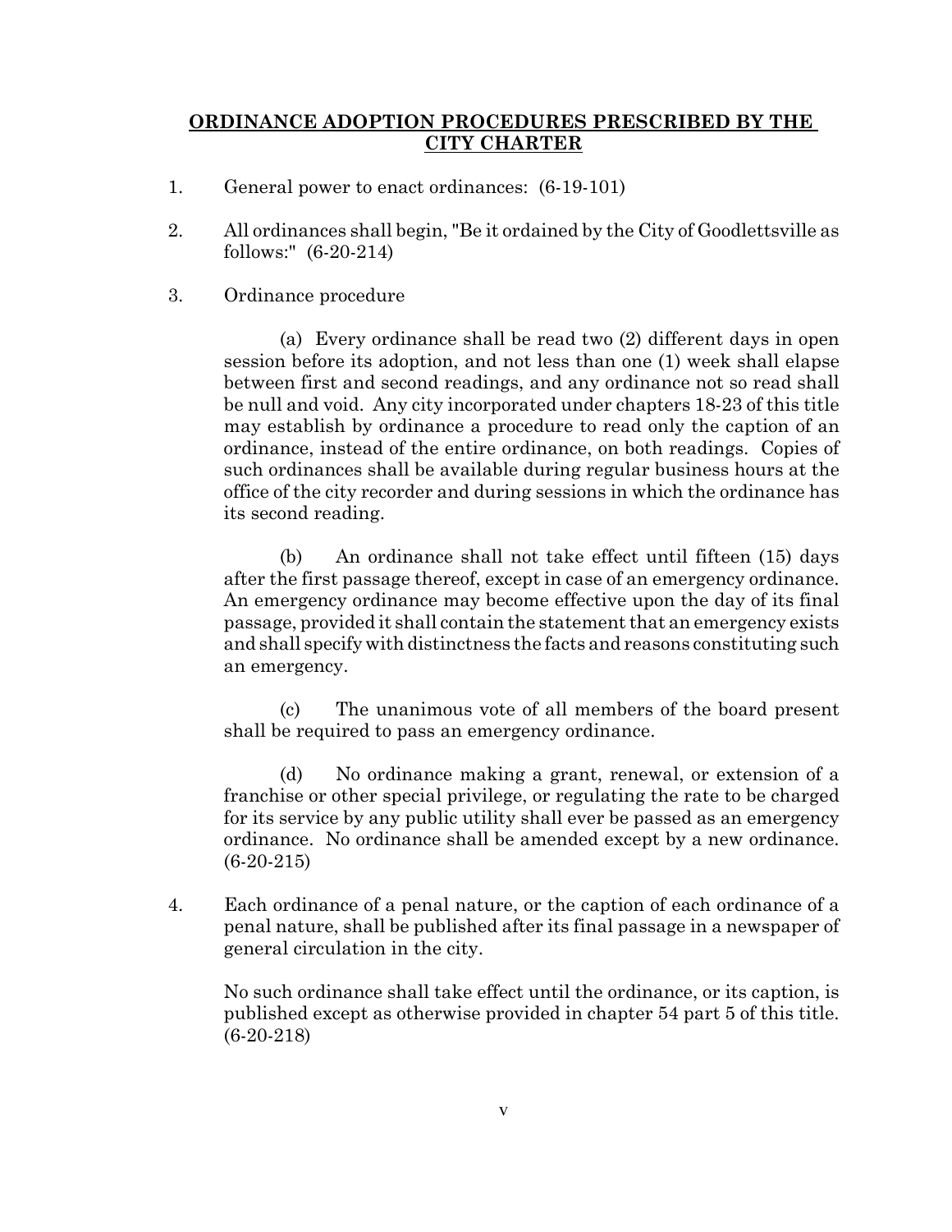## ORDINANCE ADOPTION PROCEDURES PRESCRIBED BY THE CITY CHARTER

1. General power to enact ordinances: (6-19-101)

2. All ordinances shall begin, "Be it ordained by the City of Goodlettsville as follows:" (6-20-214)

3. Ordinance procedure

   (a) Every ordinance shall be read two (2) different days in open session before its adoption, and not less than one (1) week shall elapse between first and second readings, and any ordinance not so read shall be null and void. Any city incorporated under chapters 18-23 of this title may establish by ordinance a procedure to read only the caption of an ordinance, instead of the entire ordinance, on both readings. Copies of such ordinances shall be available during regular business hours at the office of the city recorder and during sessions in which the ordinance has its second reading.

   (b) An ordinance shall not take effect until fifteen (15) days after the first passage thereof, except in case of an emergency ordinance. An emergency ordinance may become effective upon the day of its final passage, provided it shall contain the statement that an emergency exists and shall specify with distinctness the facts and reasons constituting such an emergency.

   (c) The unanimous vote of all members of the board present shall be required to pass an emergency ordinance.

   (d) No ordinance making a grant, renewal, or extension of a franchise or other special privilege, or regulating the rate to be charged for its service by any public utility shall ever be passed as an emergency ordinance. No ordinance shall be amended except by a new ordinance. (6-20-215)

4. Each ordinance of a penal nature, or the caption of each ordinance of a penal nature, shall be published after its final passage in a newspaper of general circulation in the city.

   No such ordinance shall take effect until the ordinance, or its caption, is published except as otherwise provided in chapter 54 part 5 of this title. (6-20-218)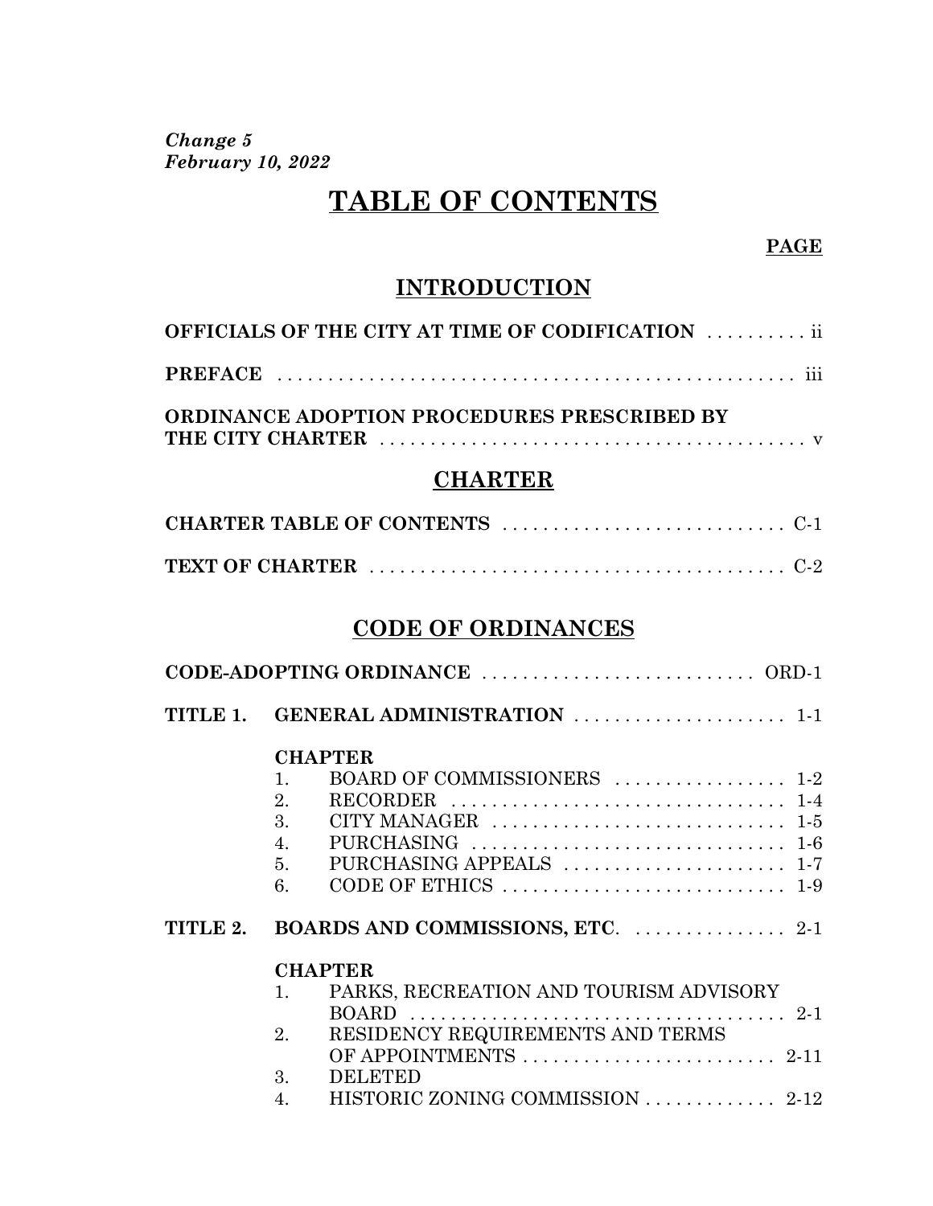*Change 5*
*February 10, 2022*

# TABLE OF CONTENTS

**PAGE**

## INTRODUCTION

**OFFICIALS OF THE CITY AT TIME OF CODIFICATION** .......... ii

**PREFACE** .................................................. iii

**ORDINANCE ADOPTION PROCEDURES PRESCRIBED BY THE CITY CHARTER** .......................................... v

## CHARTER

**CHARTER TABLE OF CONTENTS** ............................ C-1

**TEXT OF CHARTER** ......................................... C-2

## CODE OF ORDINANCES

**CODE-ADOPTING ORDINANCE** ........................... ORD-1

**TITLE 1. GENERAL ADMINISTRATION** ..................... 1-1

**CHAPTER**

1. BOARD OF COMMISSIONERS ................. 1-2
2. RECORDER ................................. 1-4
3. CITY MANAGER ............................. 1-5
4. PURCHASING ............................... 1-6
5. PURCHASING APPEALS ...................... 1-7
6. CODE OF ETHICS ........................... 1-9

**TITLE 2. BOARDS AND COMMISSIONS, ETC.** ............... 2-1

**CHAPTER**

1. PARKS, RECREATION AND TOURISM ADVISORY BOARD ..................................... 2-1
2. RESIDENCY REQUIREMENTS AND TERMS OF APPOINTMENTS ......................... 2-11
3. DELETED
4. HISTORIC ZONING COMMISSION ............. 2-12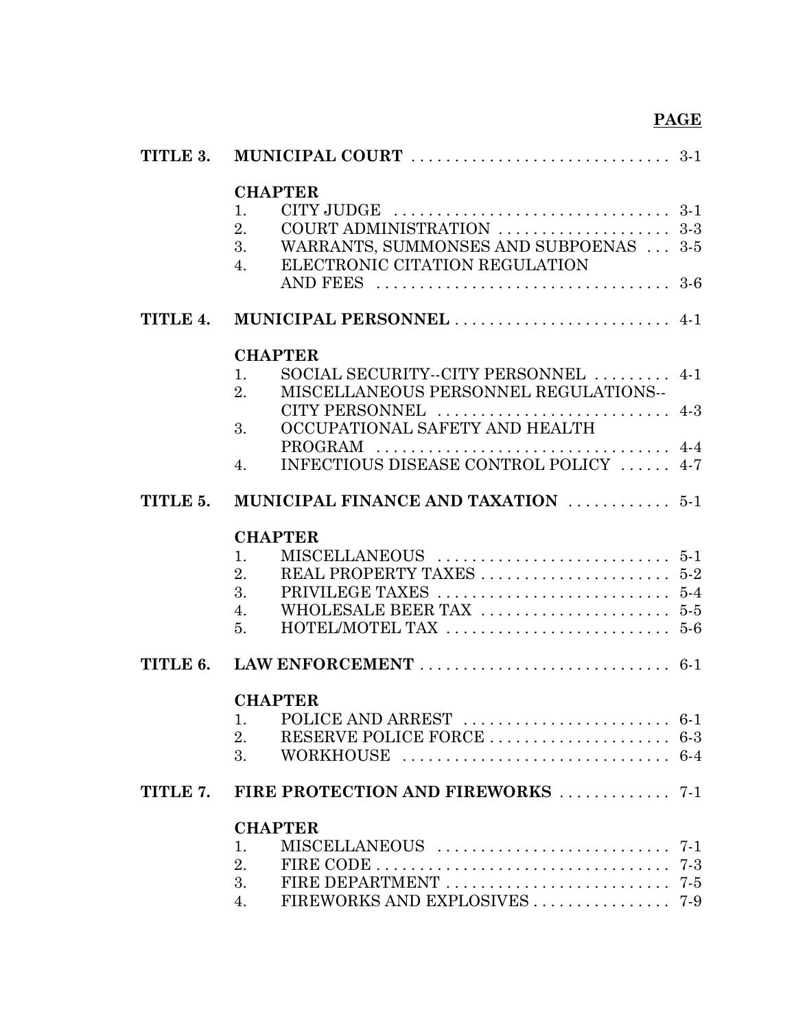**PAGE**

| | | |
|---|---|---|
| **TITLE 3.** | **MUNICIPAL COURT** | 3-1 |
| | **CHAPTER** | |
| | 1. CITY JUDGE | 3-1 |
| | 2. COURT ADMINISTRATION | 3-3 |
| | 3. WARRANTS, SUMMONSES AND SUBPOENAS | 3-5 |
| | 4. ELECTRONIC CITATION REGULATION AND FEES | 3-6 |
| **TITLE 4.** | **MUNICIPAL PERSONNEL** | 4-1 |
| | **CHAPTER** | |
| | 1. SOCIAL SECURITY--CITY PERSONNEL | 4-1 |
| | 2. MISCELLANEOUS PERSONNEL REGULATIONS--CITY PERSONNEL | 4-3 |
| | 3. OCCUPATIONAL SAFETY AND HEALTH PROGRAM | 4-4 |
| | 4. INFECTIOUS DISEASE CONTROL POLICY | 4-7 |
| **TITLE 5.** | **MUNICIPAL FINANCE AND TAXATION** | 5-1 |
| | **CHAPTER** | |
| | 1. MISCELLANEOUS | 5-1 |
| | 2. REAL PROPERTY TAXES | 5-2 |
| | 3. PRIVILEGE TAXES | 5-4 |
| | 4. WHOLESALE BEER TAX | 5-5 |
| | 5. HOTEL/MOTEL TAX | 5-6 |
| **TITLE 6.** | **LAW ENFORCEMENT** | 6-1 |
| | **CHAPTER** | |
| | 1. POLICE AND ARREST | 6-1 |
| | 2. RESERVE POLICE FORCE | 6-3 |
| | 3. WORKHOUSE | 6-4 |
| **TITLE 7.** | **FIRE PROTECTION AND FIREWORKS** | 7-1 |
| | **CHAPTER** | |
| | 1. MISCELLANEOUS | 7-1 |
| | 2. FIRE CODE | 7-3 |
| | 3. FIRE DEPARTMENT | 7-5 |
| | 4. FIREWORKS AND EXPLOSIVES | 7-9 |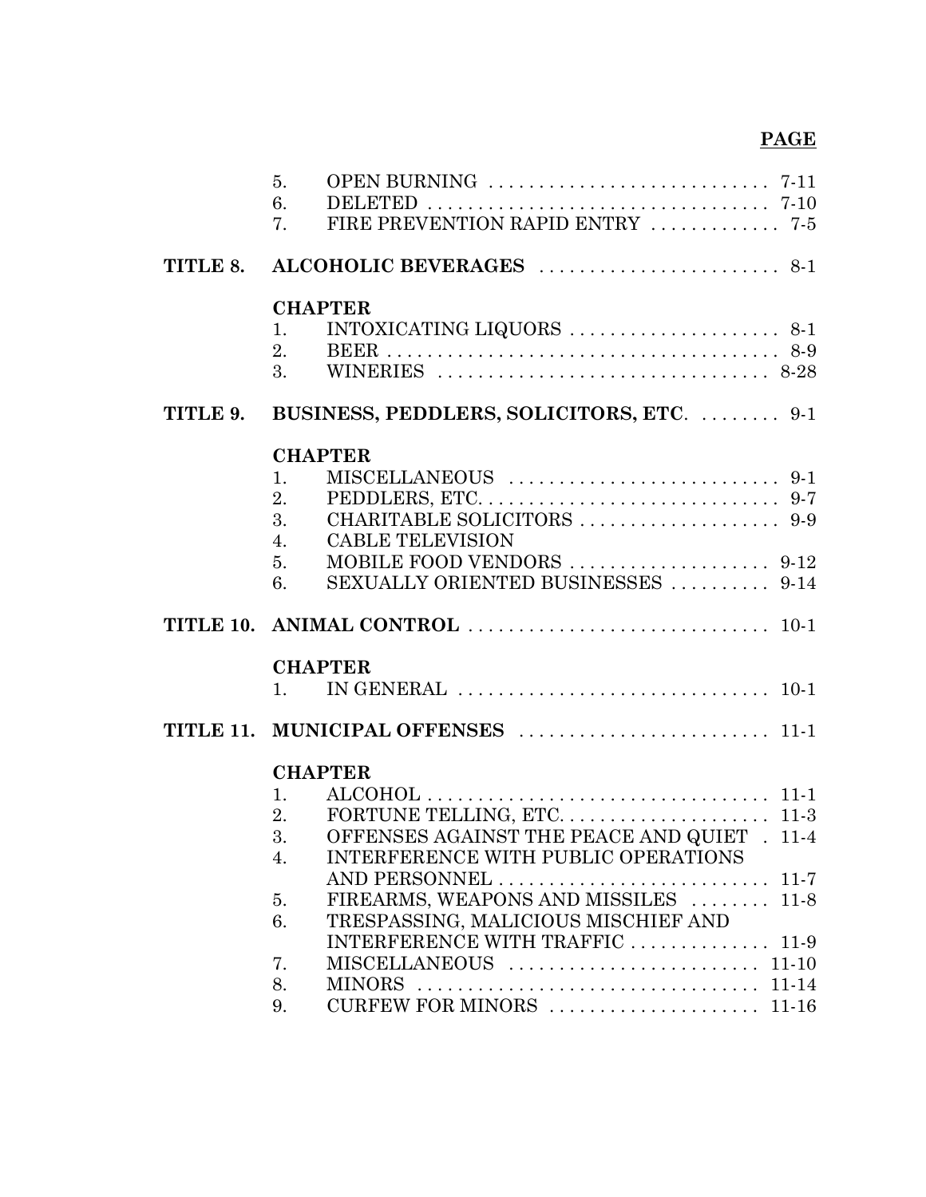**PAGE**

| | | | |
|---|---|---|---|
| | 5. | OPEN BURNING | 7-11 |
| | 6. | DELETED | 7-10 |
| | 7. | FIRE PREVENTION RAPID ENTRY | 7-5 |
| **TITLE 8.** | **ALCOHOLIC BEVERAGES** | | 8-1 |
| | **CHAPTER** | | |
| | 1. | INTOXICATING LIQUORS | 8-1 |
| | 2. | BEER | 8-9 |
| | 3. | WINERIES | 8-28 |
| **TITLE 9.** | **BUSINESS, PEDDLERS, SOLICITORS, ETC.** | | 9-1 |
| | **CHAPTER** | | |
| | 1. | MISCELLANEOUS | 9-1 |
| | 2. | PEDDLERS, ETC. | 9-7 |
| | 3. | CHARITABLE SOLICITORS | 9-9 |
| | 4. | CABLE TELEVISION | |
| | 5. | MOBILE FOOD VENDORS | 9-12 |
| | 6. | SEXUALLY ORIENTED BUSINESSES | 9-14 |
| **TITLE 10.** | **ANIMAL CONTROL** | | 10-1 |
| | **CHAPTER** | | |
| | 1. | IN GENERAL | 10-1 |
| **TITLE 11.** | **MUNICIPAL OFFENSES** | | 11-1 |
| | **CHAPTER** | | |
| | 1. | ALCOHOL | 11-1 |
| | 2. | FORTUNE TELLING, ETC. | 11-3 |
| | 3. | OFFENSES AGAINST THE PEACE AND QUIET | 11-4 |
| | 4. | INTERFERENCE WITH PUBLIC OPERATIONS AND PERSONNEL | 11-7 |
| | 5. | FIREARMS, WEAPONS AND MISSILES | 11-8 |
| | 6. | TRESPASSING, MALICIOUS MISCHIEF AND INTERFERENCE WITH TRAFFIC | 11-9 |
| | 7. | MISCELLANEOUS | 11-10 |
| | 8. | MINORS | 11-14 |
| | 9. | CURFEW FOR MINORS | 11-16 |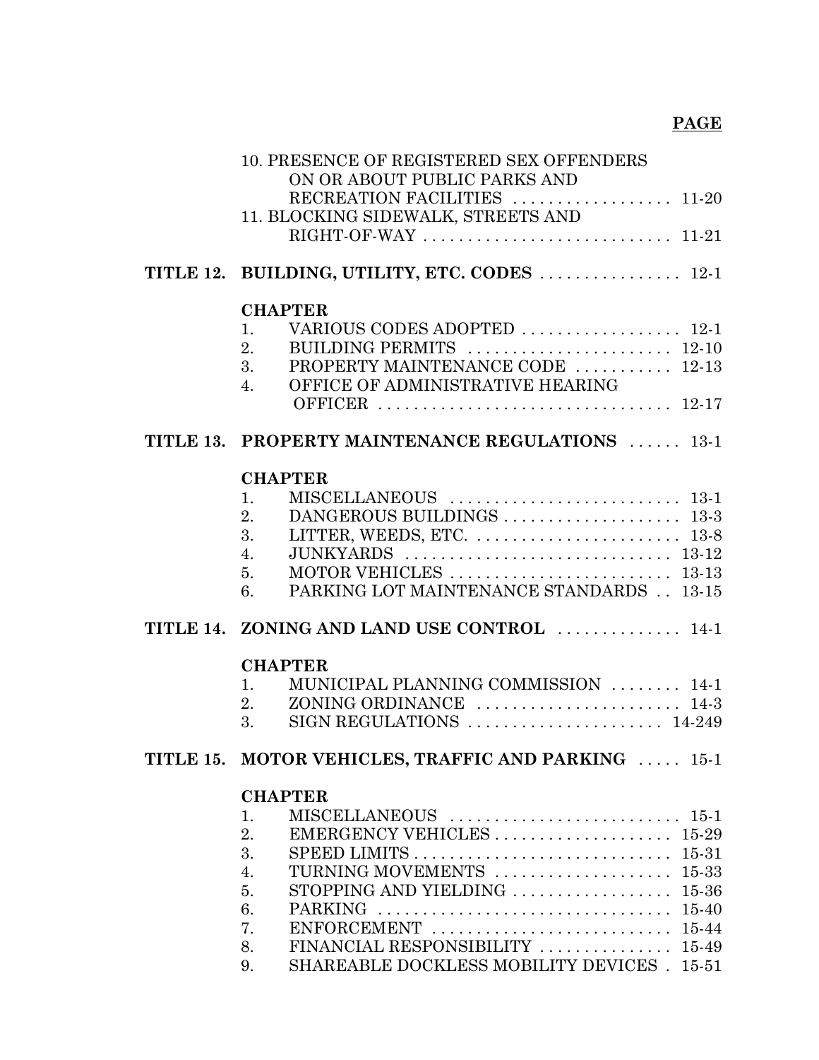**PAGE**

10. PRESENCE OF REGISTERED SEX OFFENDERS ON OR ABOUT PUBLIC PARKS AND RECREATION FACILITIES . . . . . . . . . . . . . . . . . . 11-20
11. BLOCKING SIDEWALK, STREETS AND RIGHT-OF-WAY . . . . . . . . . . . . . . . . . . . . . . . . . . . . 11-21

**TITLE 12. BUILDING, UTILITY, ETC. CODES** . . . . . . . . . . . . . . . . 12-1

**CHAPTER**

1. VARIOUS CODES ADOPTED . . . . . . . . . . . . . . . . . . 12-1
2. BUILDING PERMITS . . . . . . . . . . . . . . . . . . . . . . . 12-10
3. PROPERTY MAINTENANCE CODE . . . . . . . . . . . 12-13
4. OFFICE OF ADMINISTRATIVE HEARING OFFICER . . . . . . . . . . . . . . . . . . . . . . . . . . . . . . . . 12-17

**TITLE 13. PROPERTY MAINTENANCE REGULATIONS** . . . . . . 13-1

**CHAPTER**

1. MISCELLANEOUS . . . . . . . . . . . . . . . . . . . . . . . . . . 13-1
2. DANGEROUS BUILDINGS . . . . . . . . . . . . . . . . . . . . 13-3
3. LITTER, WEEDS, ETC. . . . . . . . . . . . . . . . . . . . . . . . 13-8
4. JUNKYARDS . . . . . . . . . . . . . . . . . . . . . . . . . . . . . . 13-12
5. MOTOR VEHICLES . . . . . . . . . . . . . . . . . . . . . . . . . 13-13
6. PARKING LOT MAINTENANCE STANDARDS . . 13-15

**TITLE 14. ZONING AND LAND USE CONTROL** . . . . . . . . . . . . . . 14-1

**CHAPTER**

1. MUNICIPAL PLANNING COMMISSION . . . . . . . . 14-1
2. ZONING ORDINANCE . . . . . . . . . . . . . . . . . . . . . . . 14-3
3. SIGN REGULATIONS . . . . . . . . . . . . . . . . . . . . . . 14-249

**TITLE 15. MOTOR VEHICLES, TRAFFIC AND PARKING** . . . . . 15-1

**CHAPTER**

1. MISCELLANEOUS . . . . . . . . . . . . . . . . . . . . . . . . . . 15-1
2. EMERGENCY VEHICLES . . . . . . . . . . . . . . . . . . . . 15-29
3. SPEED LIMITS . . . . . . . . . . . . . . . . . . . . . . . . . . . . . 15-31
4. TURNING MOVEMENTS . . . . . . . . . . . . . . . . . . . . 15-33
5. STOPPING AND YIELDING . . . . . . . . . . . . . . . . . . 15-36
6. PARKING . . . . . . . . . . . . . . . . . . . . . . . . . . . . . . . . . 15-40
7. ENFORCEMENT . . . . . . . . . . . . . . . . . . . . . . . . . . . 15-44
8. FINANCIAL RESPONSIBILITY . . . . . . . . . . . . . . . 15-49
9. SHAREABLE DOCKLESS MOBILITY DEVICES . 15-51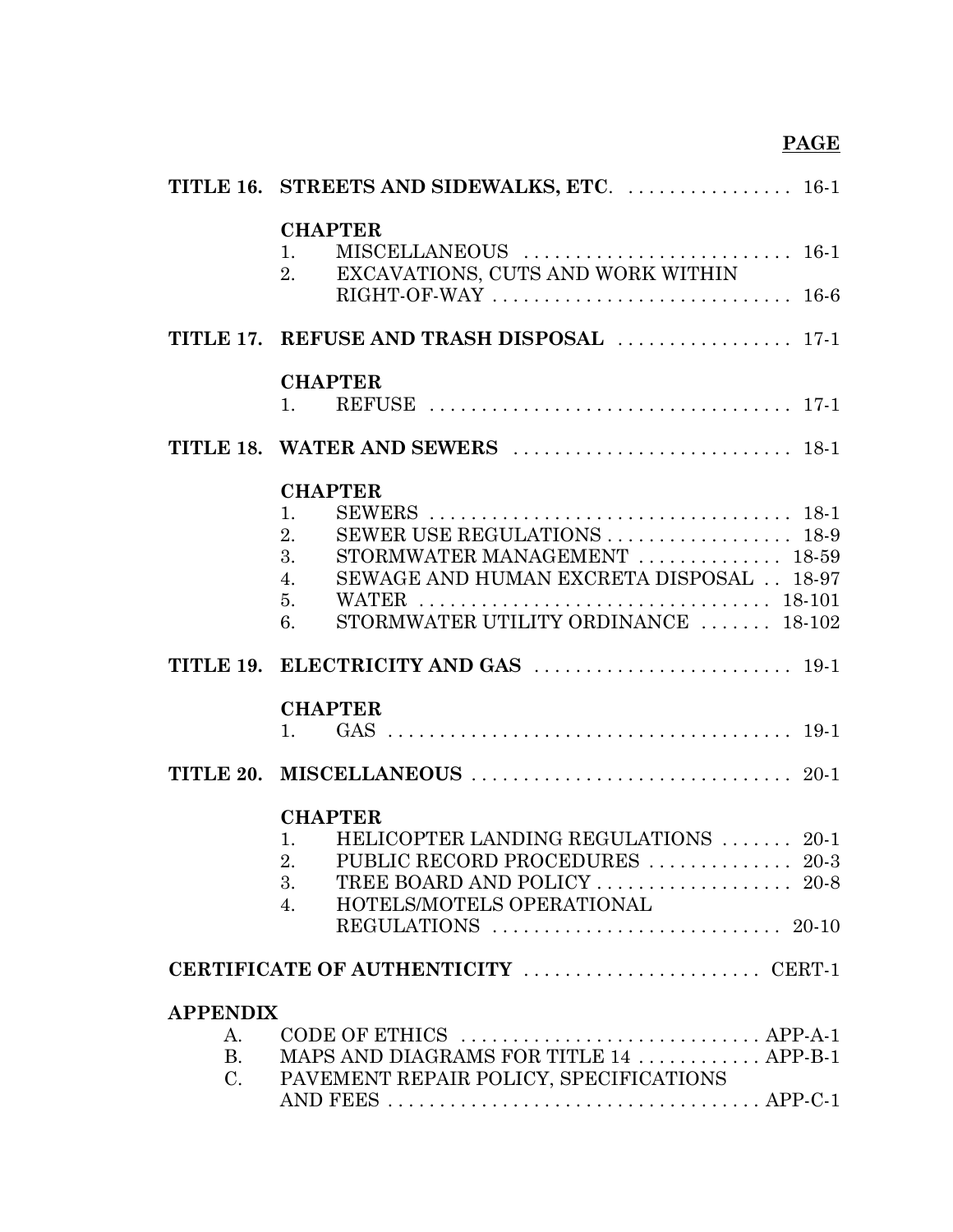**PAGE**

**TITLE 16. STREETS AND SIDEWALKS, ETC.** . . . . . . . . . . . . . . . . 16-1

**CHAPTER**

1. MISCELLANEOUS . . . . . . . . . . . . . . . . . . . . . . . . . . 16-1
2. EXCAVATIONS, CUTS AND WORK WITHIN RIGHT-OF-WAY . . . . . . . . . . . . . . . . . . . . . . . . . . . . . 16-6

**TITLE 17. REFUSE AND TRASH DISPOSAL** . . . . . . . . . . . . . . . . . 17-1

**CHAPTER**

1. REFUSE . . . . . . . . . . . . . . . . . . . . . . . . . . . . . . . . . . . 17-1

**TITLE 18. WATER AND SEWERS** . . . . . . . . . . . . . . . . . . . . . . . . . . . 18-1

**CHAPTER**

1. SEWERS . . . . . . . . . . . . . . . . . . . . . . . . . . . . . . . . . . . 18-1
2. SEWER USE REGULATIONS . . . . . . . . . . . . . . . . . . 18-9
3. STORMWATER MANAGEMENT . . . . . . . . . . . . . . 18-59
4. SEWAGE AND HUMAN EXCRETA DISPOSAL . . 18-97
5. WATER . . . . . . . . . . . . . . . . . . . . . . . . . . . . . . . . . . 18-101
6. STORMWATER UTILITY ORDINANCE . . . . . . . 18-102

**TITLE 19. ELECTRICITY AND GAS** . . . . . . . . . . . . . . . . . . . . . . . . . 19-1

**CHAPTER**

1. GAS . . . . . . . . . . . . . . . . . . . . . . . . . . . . . . . . . . . . . . . 19-1

**TITLE 20. MISCELLANEOUS** . . . . . . . . . . . . . . . . . . . . . . . . . . . . . . . 20-1

**CHAPTER**

1. HELICOPTER LANDING REGULATIONS . . . . . . . 20-1
2. PUBLIC RECORD PROCEDURES . . . . . . . . . . . . . . 20-3
3. TREE BOARD AND POLICY . . . . . . . . . . . . . . . . . . . 20-8
4. HOTELS/MOTELS OPERATIONAL REGULATIONS . . . . . . . . . . . . . . . . . . . . . . . . . . . . 20-10

**CERTIFICATE OF AUTHENTICITY** . . . . . . . . . . . . . . . . . . . . . . . CERT-1

**APPENDIX**

A. CODE OF ETHICS . . . . . . . . . . . . . . . . . . . . . . . . . . . . . APP-A-1
B. MAPS AND DIAGRAMS FOR TITLE 14 . . . . . . . . . . . . APP-B-1
C. PAVEMENT REPAIR POLICY, SPECIFICATIONS AND FEES . . . . . . . . . . . . . . . . . . . . . . . . . . . . . . . . . . . . APP-C-1